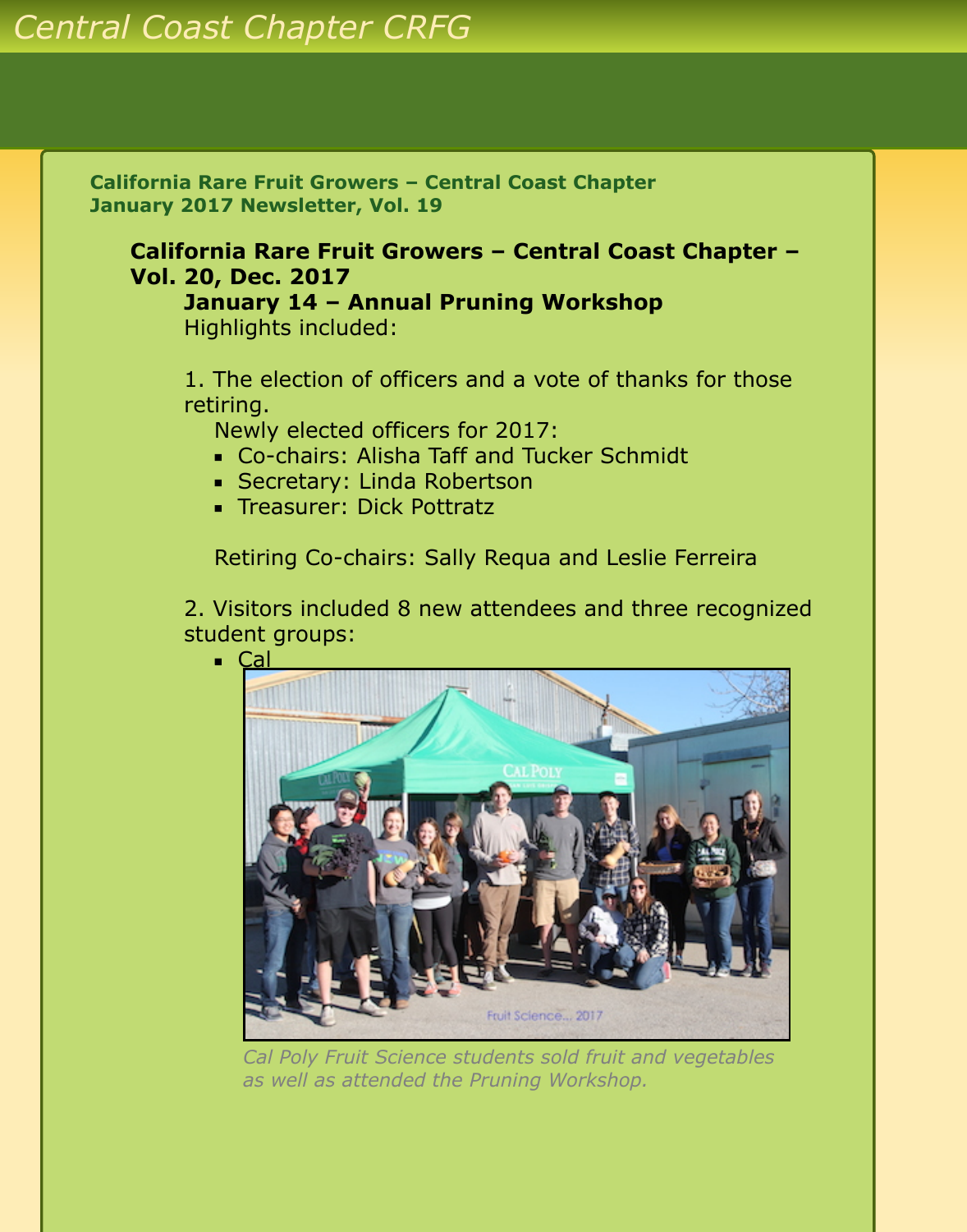Central Coast Chapter CRFG

**California Rare Fruit Growers – Central Coast Chapter**
**January 2017 Newsletter, Vol. 19**

## California Rare Fruit Growers – Central Coast Chapter – Vol. 20, Dec. 2017

### January 14 – Annual Pruning Workshop

Highlights included:

1. The election of officers and a vote of thanks for those retiring.

   Newly elected officers for 2017:
   - Co-chairs: Alisha Taff and Tucker Schmidt
   - Secretary: Linda Robertson
   - Treasurer: Dick Pottratz

   Retiring Co-chairs: Sally Requa and Leslie Ferreira

2. Visitors included 8 new attendees and three recognized student groups:
   - Cal

*Cal Poly Fruit Science students sold fruit and vegetables as well as attended the Pruning Workshop.*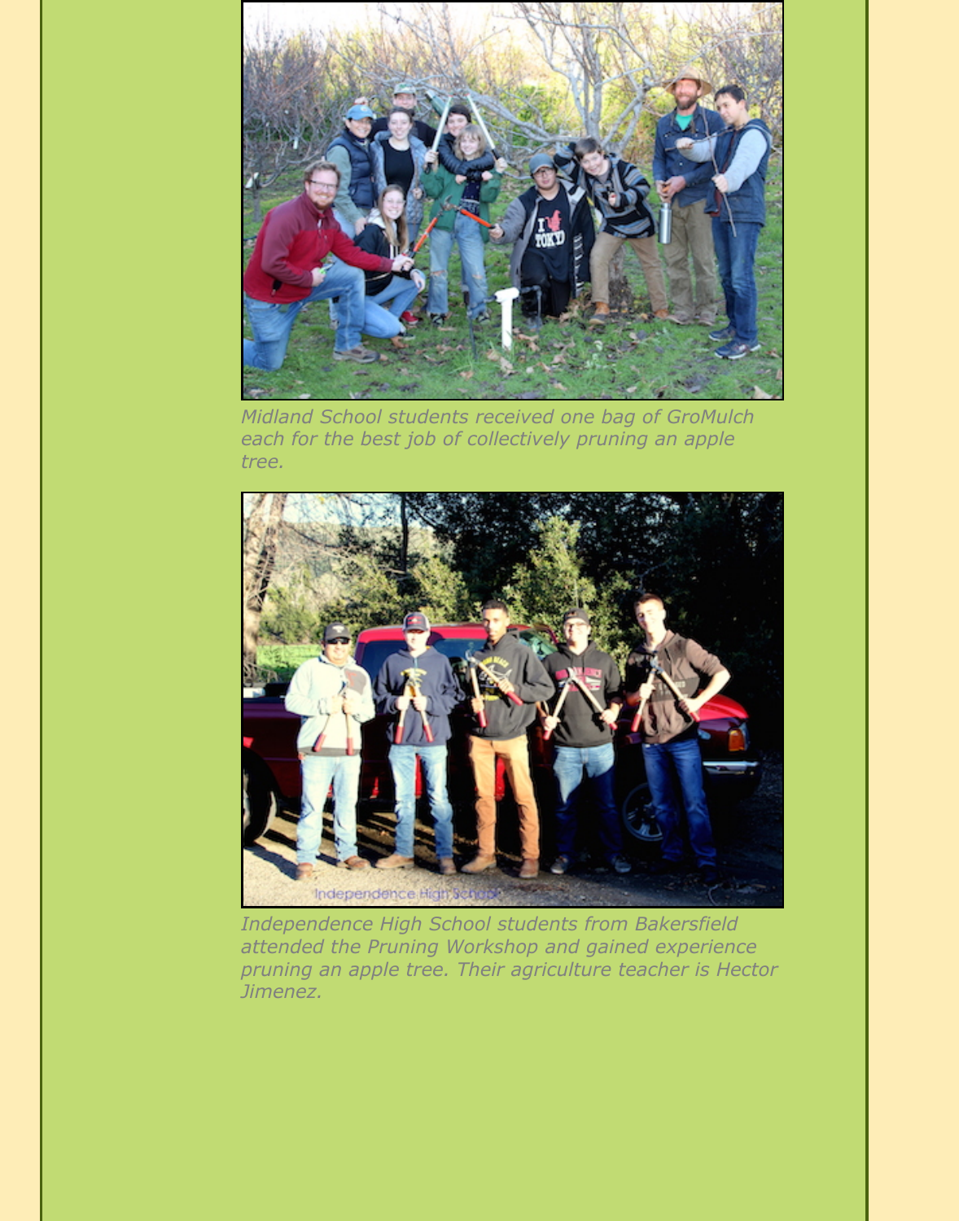*Midland School students received one bag of GroMulch each for the best job of collectively pruning an apple tree.*

*Independence High School students from Bakersfield attended the Pruning Workshop and gained experience pruning an apple tree. Their agriculture teacher is Hector Jimenez.*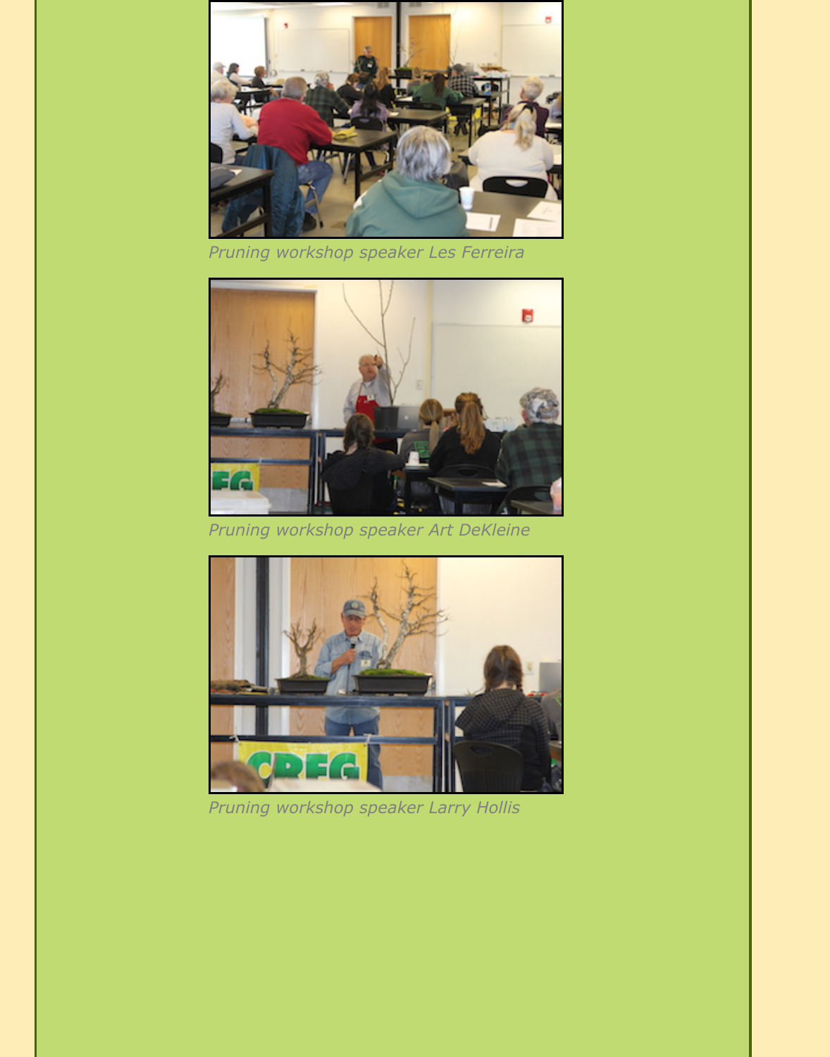*Pruning workshop speaker Les Ferreira*

*Pruning workshop speaker Art DeKleine*

*Pruning workshop speaker Larry Hollis*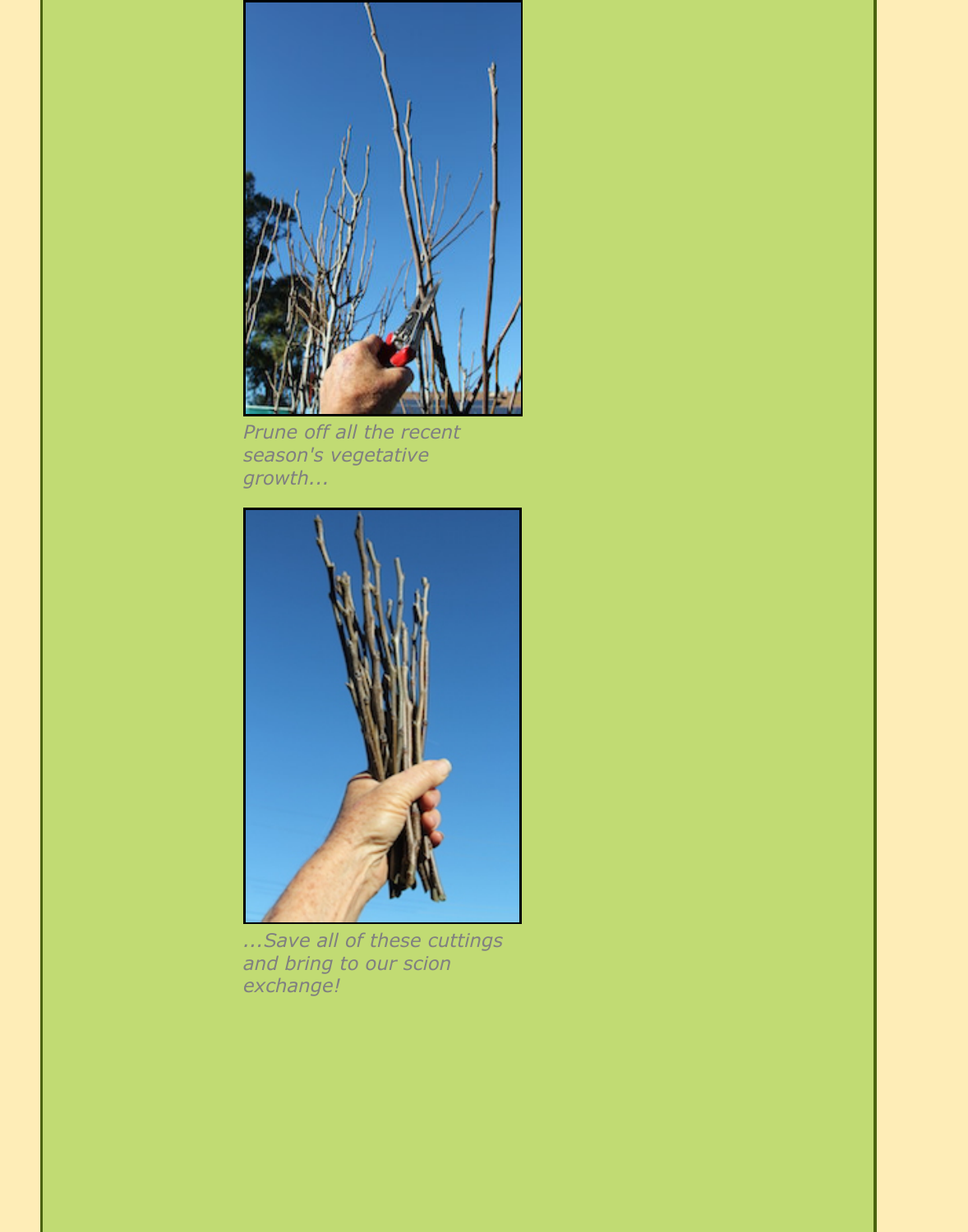*Prune off all the recent season's vegetative growth...*

*...Save all of these cuttings and bring to our scion exchange!*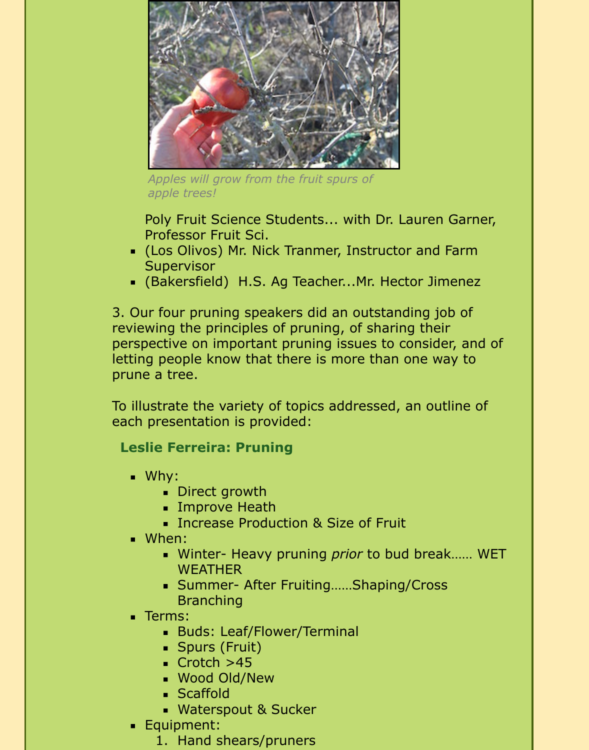*Apples will grow from the fruit spurs of apple trees!*

Poly Fruit Science Students... with Dr. Lauren Garner, Professor Fruit Sci.

- (Los Olivos) Mr. Nick Tranmer, Instructor and Farm Supervisor
- (Bakersfield) H.S. Ag Teacher...Mr. Hector Jimenez

3. Our four pruning speakers did an outstanding job of reviewing the principles of pruning, of sharing their perspective on important pruning issues to consider, and of letting people know that there is more than one way to prune a tree.

To illustrate the variety of topics addressed, an outline of each presentation is provided:

### Leslie Ferreira: Pruning

- Why:
  - Direct growth
  - Improve Heath
  - Increase Production & Size of Fruit
- When:
  - Winter- Heavy pruning *prior* to bud break…… WET WEATHER
  - Summer- After Fruiting……Shaping/Cross Branching
- Terms:
  - Buds: Leaf/Flower/Terminal
  - Spurs (Fruit)
  - Crotch >45
  - Wood Old/New
  - Scaffold
  - Waterspout & Sucker
- Equipment:
  1. Hand shears/pruners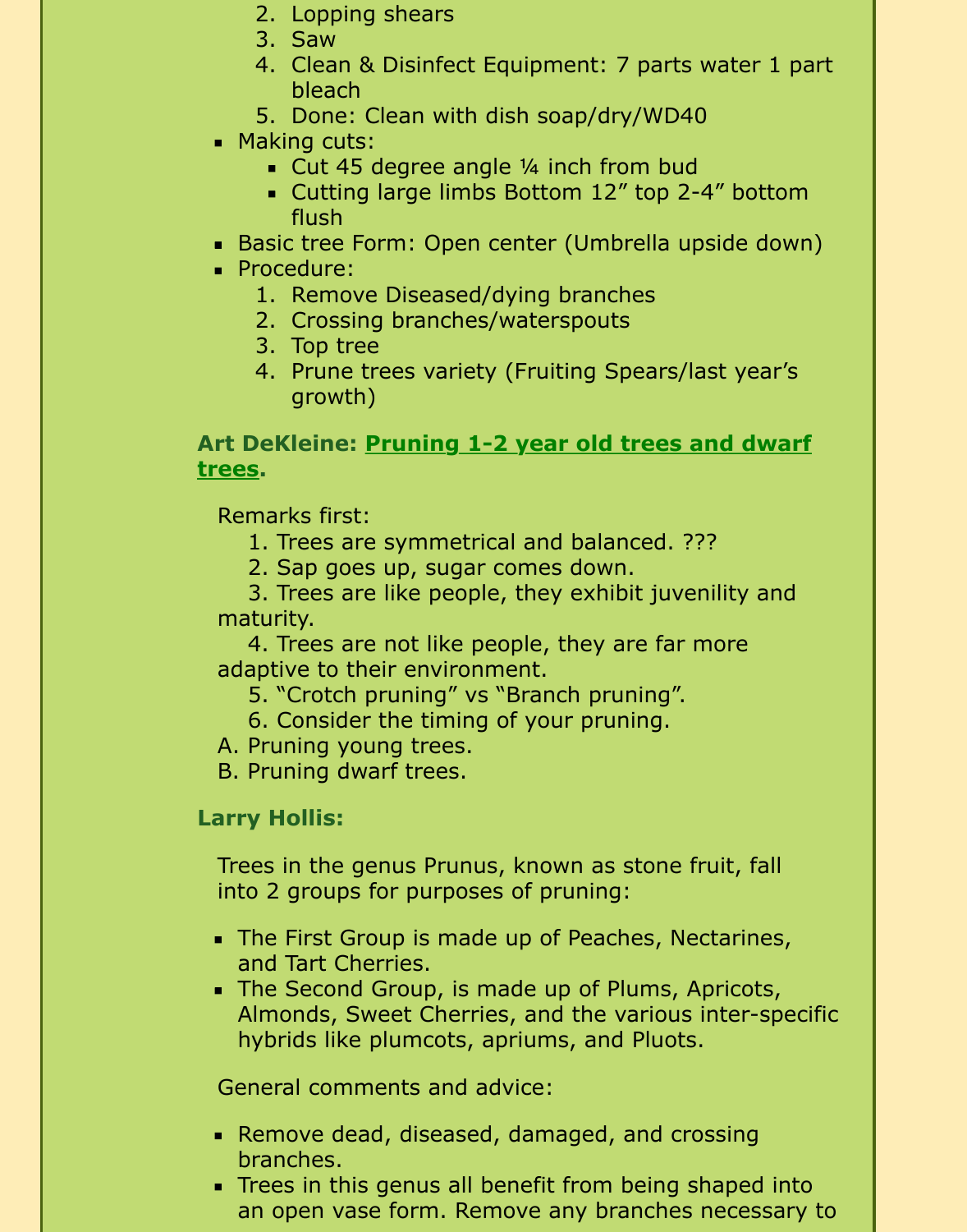2. Lopping shears
3. Saw
4. Clean & Disinfect Equipment: 7 parts water 1 part bleach
5. Done: Clean with dish soap/dry/WD40

- Making cuts:
  - Cut 45 degree angle ¼ inch from bud
  - Cutting large limbs Bottom 12” top 2-4” bottom flush
- Basic tree Form: Open center (Umbrella upside down)
- Procedure:
  1. Remove Diseased/dying branches
  2. Crossing branches/waterspouts
  3. Top tree
  4. Prune trees variety (Fruiting Spears/last year’s growth)

**Art DeKleine: Pruning 1-2 year old trees and dwarf trees.**

Remarks first:

1. Trees are symmetrical and balanced. ???
2. Sap goes up, sugar comes down.
3. Trees are like people, they exhibit juvenility and maturity.
4. Trees are not like people, they are far more adaptive to their environment.
5. “Crotch pruning” vs “Branch pruning”.
6. Consider the timing of your pruning.

A. Pruning young trees.
B. Pruning dwarf trees.

**Larry Hollis:**

Trees in the genus Prunus, known as stone fruit, fall into 2 groups for purposes of pruning:

- The First Group is made up of Peaches, Nectarines, and Tart Cherries.
- The Second Group, is made up of Plums, Apricots, Almonds, Sweet Cherries, and the various inter-specific hybrids like plumcots, apriums, and Pluots.

General comments and advice:

- Remove dead, diseased, damaged, and crossing branches.
- Trees in this genus all benefit from being shaped into an open vase form. Remove any branches necessary to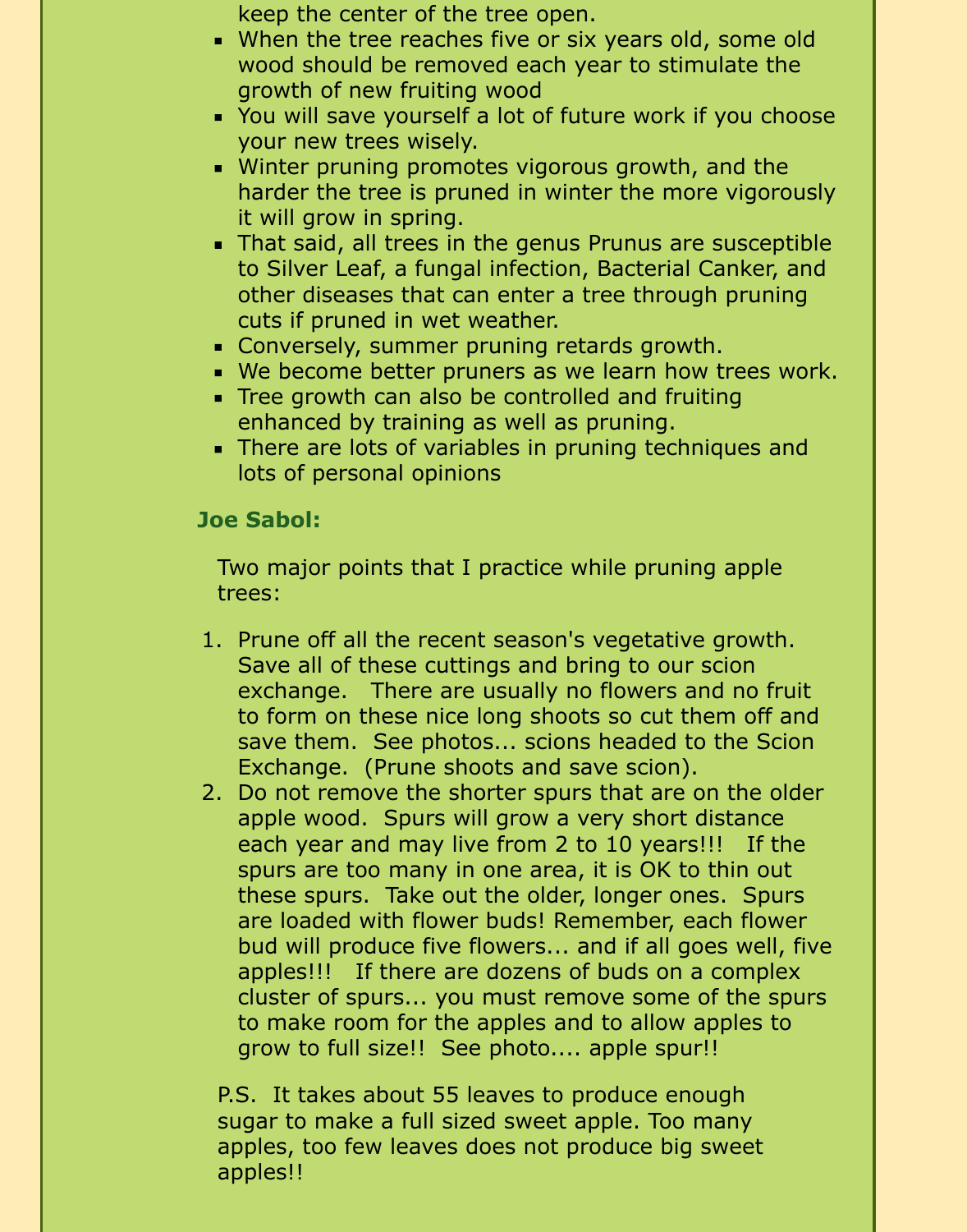keep the center of the tree open.

- When the tree reaches five or six years old, some old wood should be removed each year to stimulate the growth of new fruiting wood
- You will save yourself a lot of future work if you choose your new trees wisely.
- Winter pruning promotes vigorous growth, and the harder the tree is pruned in winter the more vigorously it will grow in spring.
- That said, all trees in the genus Prunus are susceptible to Silver Leaf, a fungal infection, Bacterial Canker, and other diseases that can enter a tree through pruning cuts if pruned in wet weather.
- Conversely, summer pruning retards growth.
- We become better pruners as we learn how trees work.
- Tree growth can also be controlled and fruiting enhanced by training as well as pruning.
- There are lots of variables in pruning techniques and lots of personal opinions

**Joe Sabol:**

Two major points that I practice while pruning apple trees:

1. Prune off all the recent season's vegetative growth. Save all of these cuttings and bring to our scion exchange. There are usually no flowers and no fruit to form on these nice long shoots so cut them off and save them. See photos... scions headed to the Scion Exchange. (Prune shoots and save scion).
2. Do not remove the shorter spurs that are on the older apple wood. Spurs will grow a very short distance each year and may live from 2 to 10 years!!! If the spurs are too many in one area, it is OK to thin out these spurs. Take out the older, longer ones. Spurs are loaded with flower buds! Remember, each flower bud will produce five flowers... and if all goes well, five apples!!! If there are dozens of buds on a complex cluster of spurs... you must remove some of the spurs to make room for the apples and to allow apples to grow to full size!! See photo.... apple spur!!

P.S. It takes about 55 leaves to produce enough sugar to make a full sized sweet apple. Too many apples, too few leaves does not produce big sweet apples!!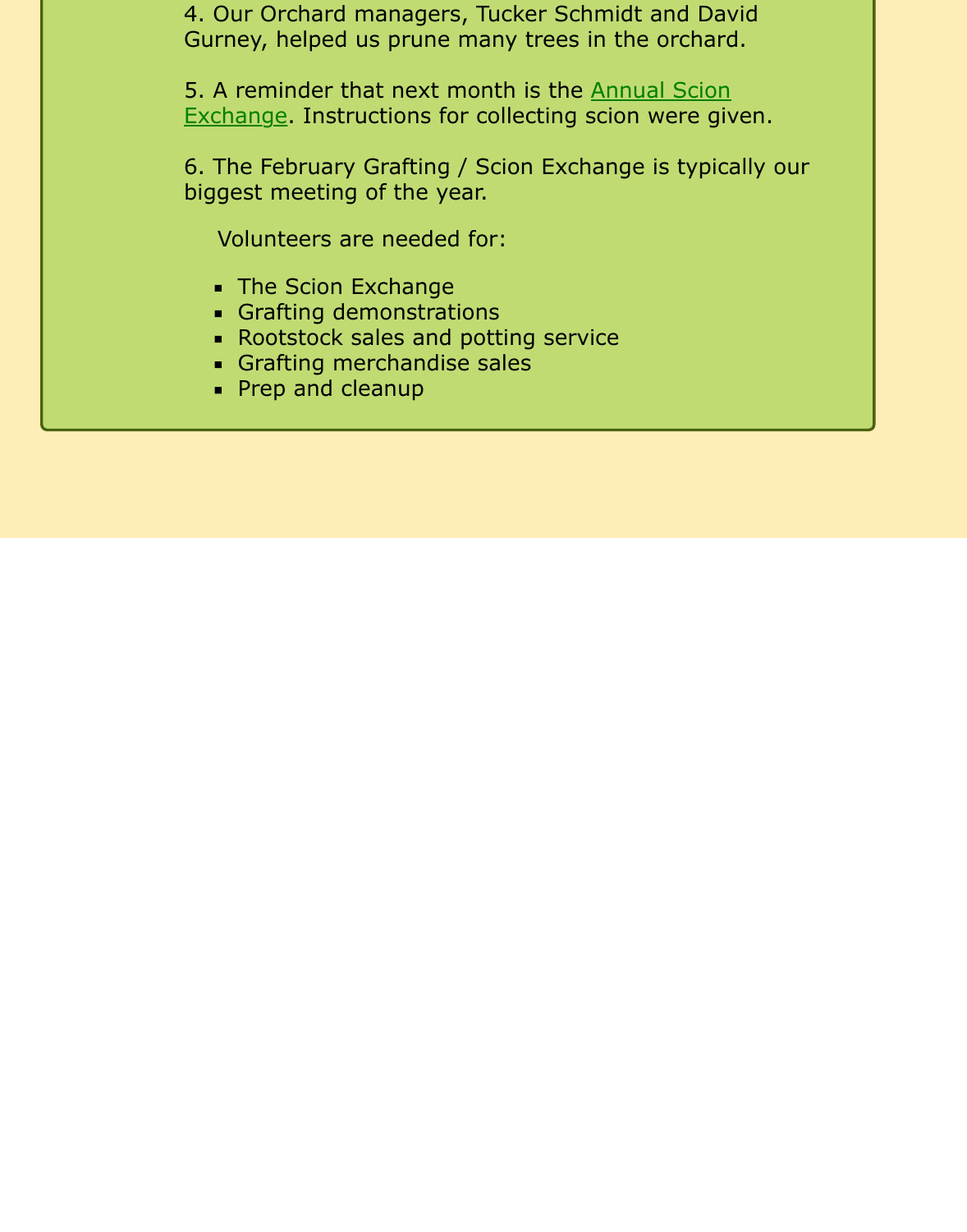4. Our Orchard managers, Tucker Schmidt and David Gurney, helped us prune many trees in the orchard.

5. A reminder that next month is the Annual Scion Exchange. Instructions for collecting scion were given.

6. The February Grafting / Scion Exchange is typically our biggest meeting of the year.

Volunteers are needed for:

- The Scion Exchange
- Grafting demonstrations
- Rootstock sales and potting service
- Grafting merchandise sales
- Prep and cleanup